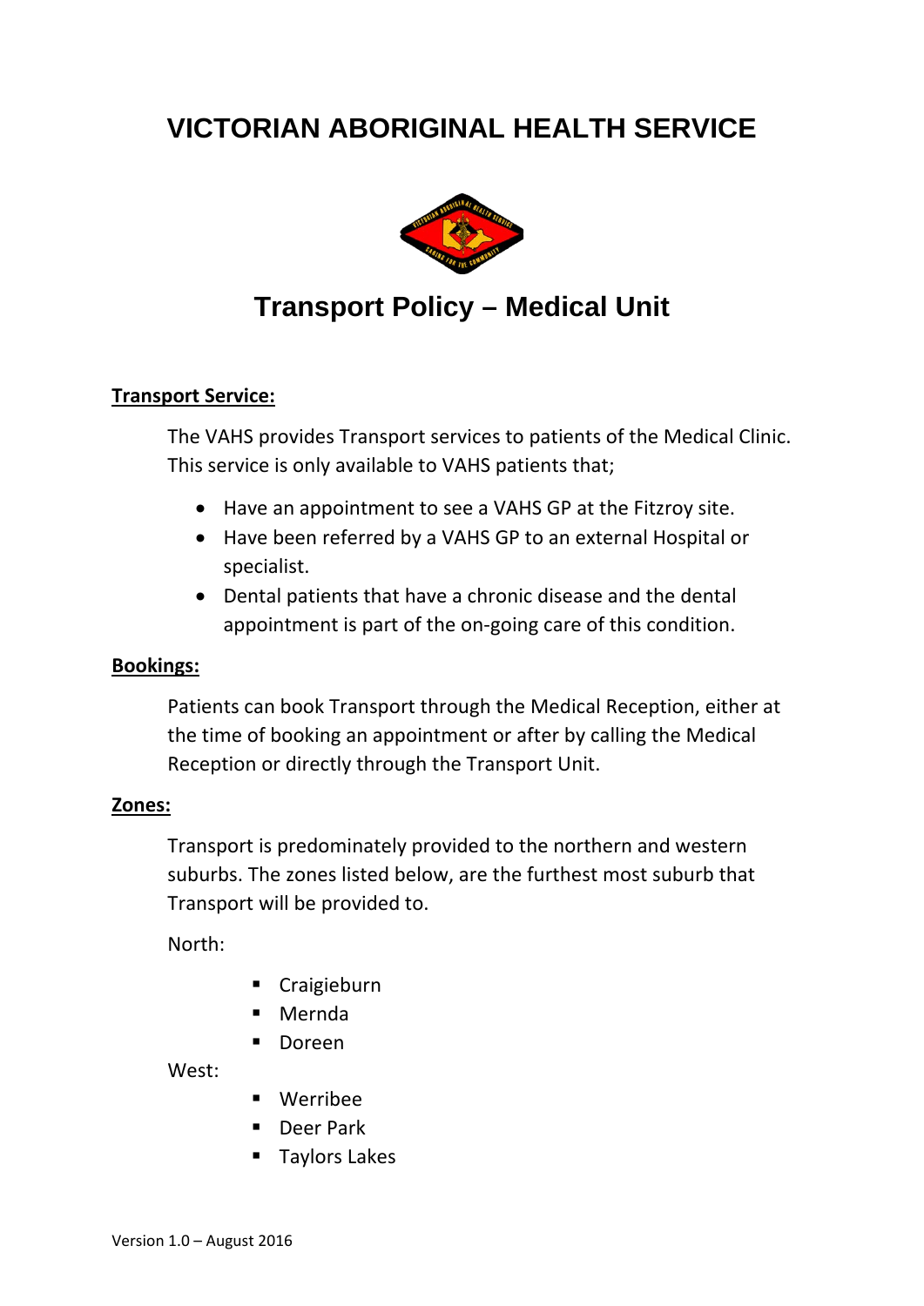# VICTORIAN ABORIGINAL HEALTH SERVICE

## Transport Policy – Medical Unit

**Transport Service:**

The VAHS provides Transport services to patients of the Medical Clinic. This service is only available to VAHS patients that;

- Have an appointment to see a VAHS GP at the Fitzroy site.
- Have been referred by a VAHS GP to an external Hospital or specialist.
- Dental patients that have a chronic disease and the dental appointment is part of the on-going care of this condition.

**Bookings:**

Patients can book Transport through the Medical Reception, either at the time of booking an appointment or after by calling the Medical Reception or directly through the Transport Unit.

**Zones:**

Transport is predominately provided to the northern and western suburbs. The zones listed below, are the furthest most suburb that Transport will be provided to.

North:

- Craigieburn
- Mernda
- Doreen

West:

- Werribee
- Deer Park
- Taylors Lakes

Version 1.0 – August 2016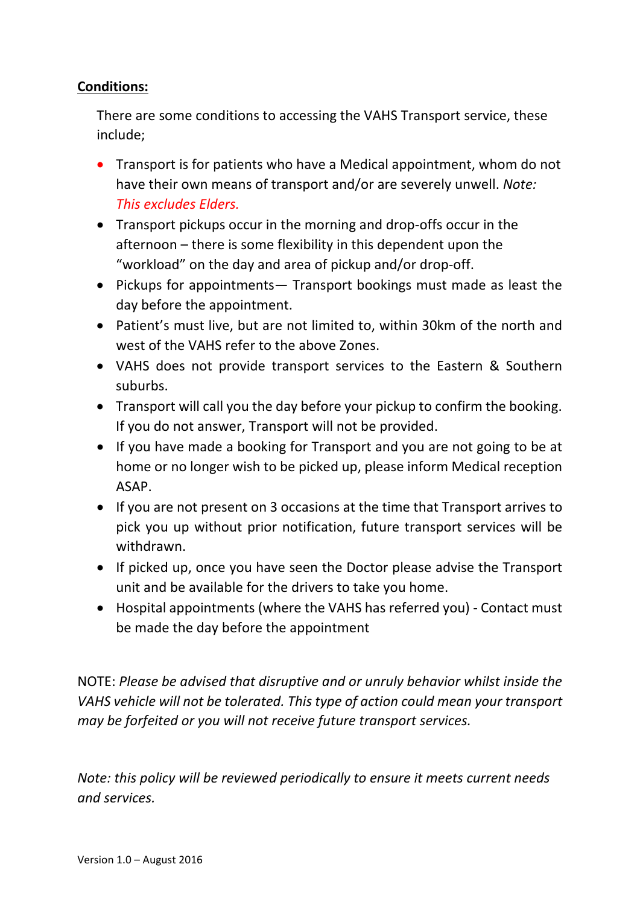**Conditions:**

There are some conditions to accessing the VAHS Transport service, these include;

- Transport is for patients who have a Medical appointment, whom do not have their own means of transport and/or are severely unwell. *Note: This excludes Elders.*
- Transport pickups occur in the morning and drop-offs occur in the afternoon – there is some flexibility in this dependent upon the "workload" on the day and area of pickup and/or drop-off.
- Pickups for appointments— Transport bookings must made as least the day before the appointment.
- Patient's must live, but are not limited to, within 30km of the north and west of the VAHS refer to the above Zones.
- VAHS does not provide transport services to the Eastern & Southern suburbs.
- Transport will call you the day before your pickup to confirm the booking. If you do not answer, Transport will not be provided.
- If you have made a booking for Transport and you are not going to be at home or no longer wish to be picked up, please inform Medical reception ASAP.
- If you are not present on 3 occasions at the time that Transport arrives to pick you up without prior notification, future transport services will be withdrawn.
- If picked up, once you have seen the Doctor please advise the Transport unit and be available for the drivers to take you home.
- Hospital appointments (where the VAHS has referred you) - Contact must be made the day before the appointment

NOTE: *Please be advised that disruptive and or unruly behavior whilst inside the VAHS vehicle will not be tolerated. This type of action could mean your transport may be forfeited or you will not receive future transport services.*

*Note: this policy will be reviewed periodically to ensure it meets current needs and services.*

Version 1.0 – August 2016